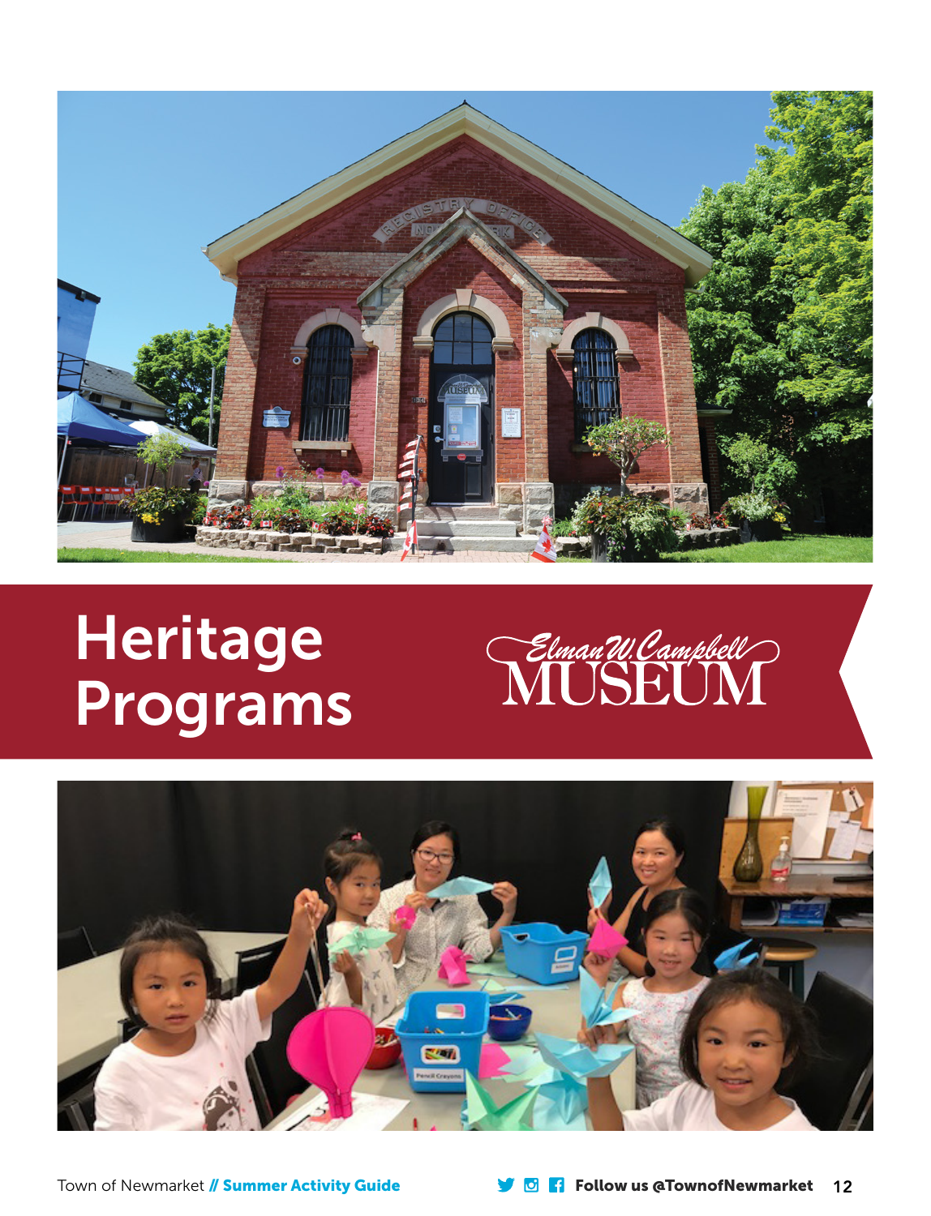# Heritage Programs

Elman W. Campbell MUSEUM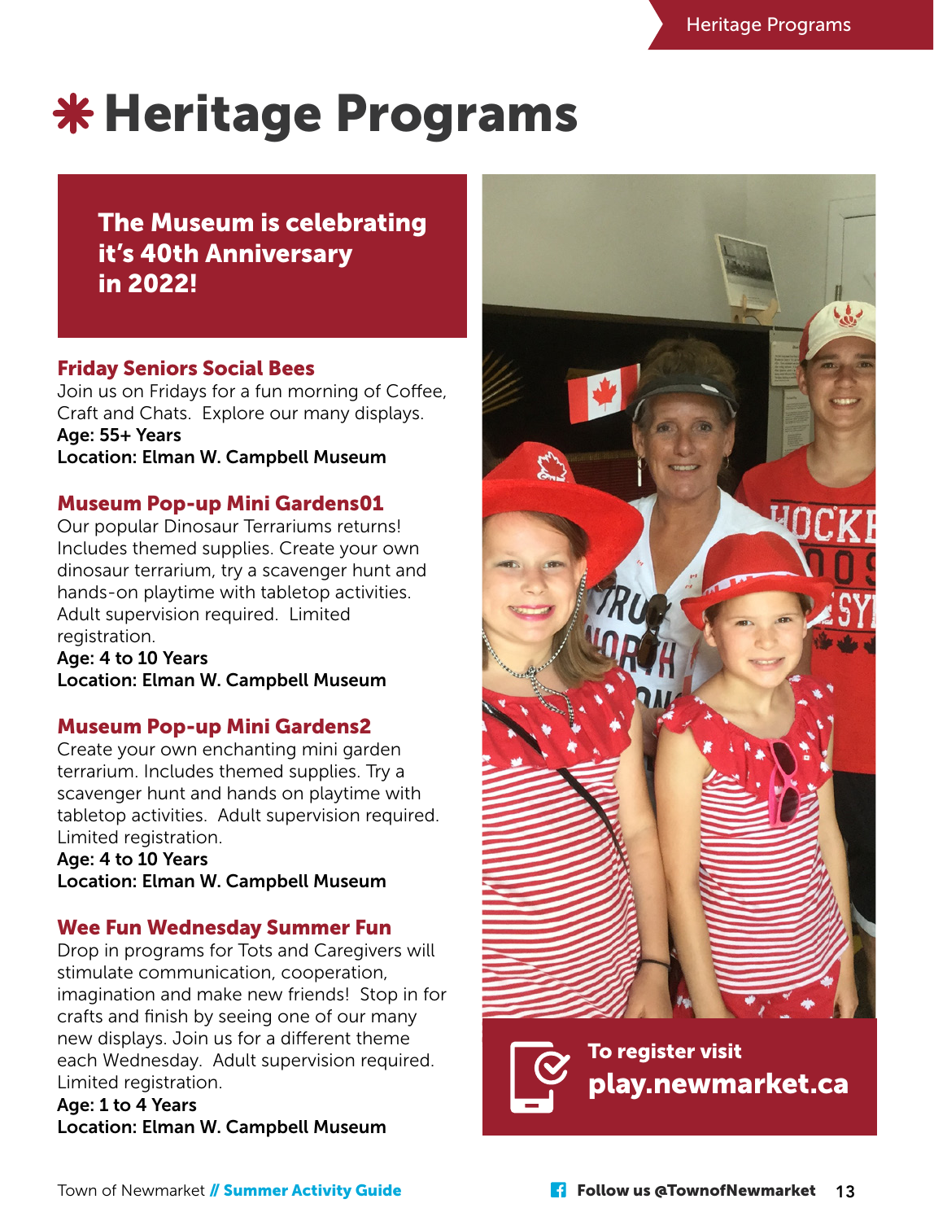# ✱ Heritage Programs

**The Museum is celebrating it's 40th Anniversary in 2022!**

### Friday Seniors Social Bees

Join us on Fridays for a fun morning of Coffee, Craft and Chats. Explore our many displays.

**Age: 55+ Years**
**Location: Elman W. Campbell Museum**

### Museum Pop-up Mini Gardens01

Our popular Dinosaur Terrariums returns! Includes themed supplies. Create your own dinosaur terrarium, try a scavenger hunt and hands-on playtime with tabletop activities. Adult supervision required. Limited registration.

**Age: 4 to 10 Years**
**Location: Elman W. Campbell Museum**

### Museum Pop-up Mini Gardens2

Create your own enchanting mini garden terrarium. Includes themed supplies. Try a scavenger hunt and hands on playtime with tabletop activities. Adult supervision required. Limited registration.

**Age: 4 to 10 Years**
**Location: Elman W. Campbell Museum**

### Wee Fun Wednesday Summer Fun

Drop in programs for Tots and Caregivers will stimulate communication, cooperation, imagination and make new friends! Stop in for crafts and finish by seeing one of our many new displays. Join us for a different theme each Wednesday. Adult supervision required. Limited registration.

**Age: 1 to 4 Years**
**Location: Elman W. Campbell Museum**

**To register visit**
**play.newmarket.ca**